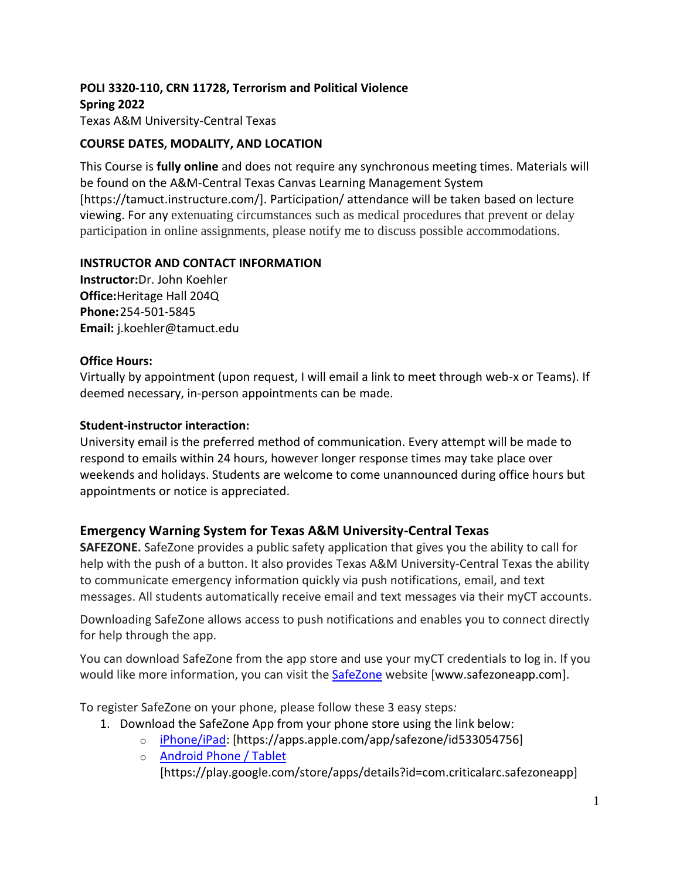**POLI 3320-110, CRN 11728, Terrorism and Political Violence**
**Spring 2022**
Texas A&M University-Central Texas

**COURSE DATES, MODALITY, AND LOCATION**

This Course is **fully online** and does not require any synchronous meeting times. Materials will be found on the A&M-Central Texas Canvas Learning Management System [https://tamuct.instructure.com/]. Participation/ attendance will be taken based on lecture viewing. For any extenuating circumstances such as medical procedures that prevent or delay participation in online assignments, please notify me to discuss possible accommodations.

**INSTRUCTOR AND CONTACT INFORMATION**
**Instructor:**Dr. John Koehler
**Office:**Heritage Hall 204Q
**Phone:**254-501-5845
**Email:** j.koehler@tamuct.edu

**Office Hours:**
Virtually by appointment (upon request, I will email a link to meet through web-x or Teams). If deemed necessary, in-person appointments can be made.

**Student-instructor interaction:**
University email is the preferred method of communication. Every attempt will be made to respond to emails within 24 hours, however longer response times may take place over weekends and holidays. Students are welcome to come unannounced during office hours but appointments or notice is appreciated.

## Emergency Warning System for Texas A&M University-Central Texas

**SAFEZONE.** SafeZone provides a public safety application that gives you the ability to call for help with the push of a button. It also provides Texas A&M University-Central Texas the ability to communicate emergency information quickly via push notifications, email, and text messages. All students automatically receive email and text messages via their myCT accounts.

Downloading SafeZone allows access to push notifications and enables you to connect directly for help through the app.

You can download SafeZone from the app store and use your myCT credentials to log in. If you would like more information, you can visit the SafeZone website [www.safezoneapp.com].

To register SafeZone on your phone, please follow these 3 easy steps*:*

1. Download the SafeZone App from your phone store using the link below:
   - iPhone/iPad: [https://apps.apple.com/app/safezone/id533054756]
   - Android Phone / Tablet [https://play.google.com/store/apps/details?id=com.criticalarc.safezoneapp]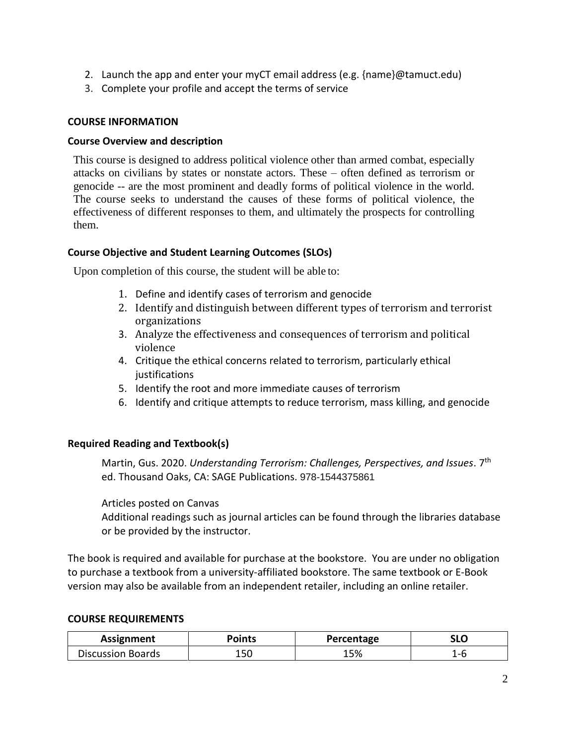2. Launch the app and enter your myCT email address (e.g. {name}@tamuct.edu)
3. Complete your profile and accept the terms of service

**COURSE INFORMATION**

**Course Overview and description**

This course is designed to address political violence other than armed combat, especially attacks on civilians by states or nonstate actors. These – often defined as terrorism or genocide -- are the most prominent and deadly forms of political violence in the world. The course seeks to understand the causes of these forms of political violence, the effectiveness of different responses to them, and ultimately the prospects for controlling them.

**Course Objective and Student Learning Outcomes (SLOs)**

Upon completion of this course, the student will be able to:

1. Define and identify cases of terrorism and genocide
2. Identify and distinguish between different types of terrorism and terrorist organizations
3. Analyze the effectiveness and consequences of terrorism and political violence
4. Critique the ethical concerns related to terrorism, particularly ethical justifications
5. Identify the root and more immediate causes of terrorism
6. Identify and critique attempts to reduce terrorism, mass killing, and genocide

**Required Reading and Textbook(s)**

Martin, Gus. 2020. *Understanding Terrorism: Challenges, Perspectives, and Issues*. 7th ed. Thousand Oaks, CA: SAGE Publications. 978-1544375861

Articles posted on Canvas

Additional readings such as journal articles can be found through the libraries database or be provided by the instructor.

The book is required and available for purchase at the bookstore. You are under no obligation to purchase a textbook from a university-affiliated bookstore. The same textbook or E-Book version may also be available from an independent retailer, including an online retailer.

**COURSE REQUIREMENTS**

| Assignment | Points | Percentage | SLO |
|---|---|---|---|
| Discussion Boards | 150 | 15% | 1-6 |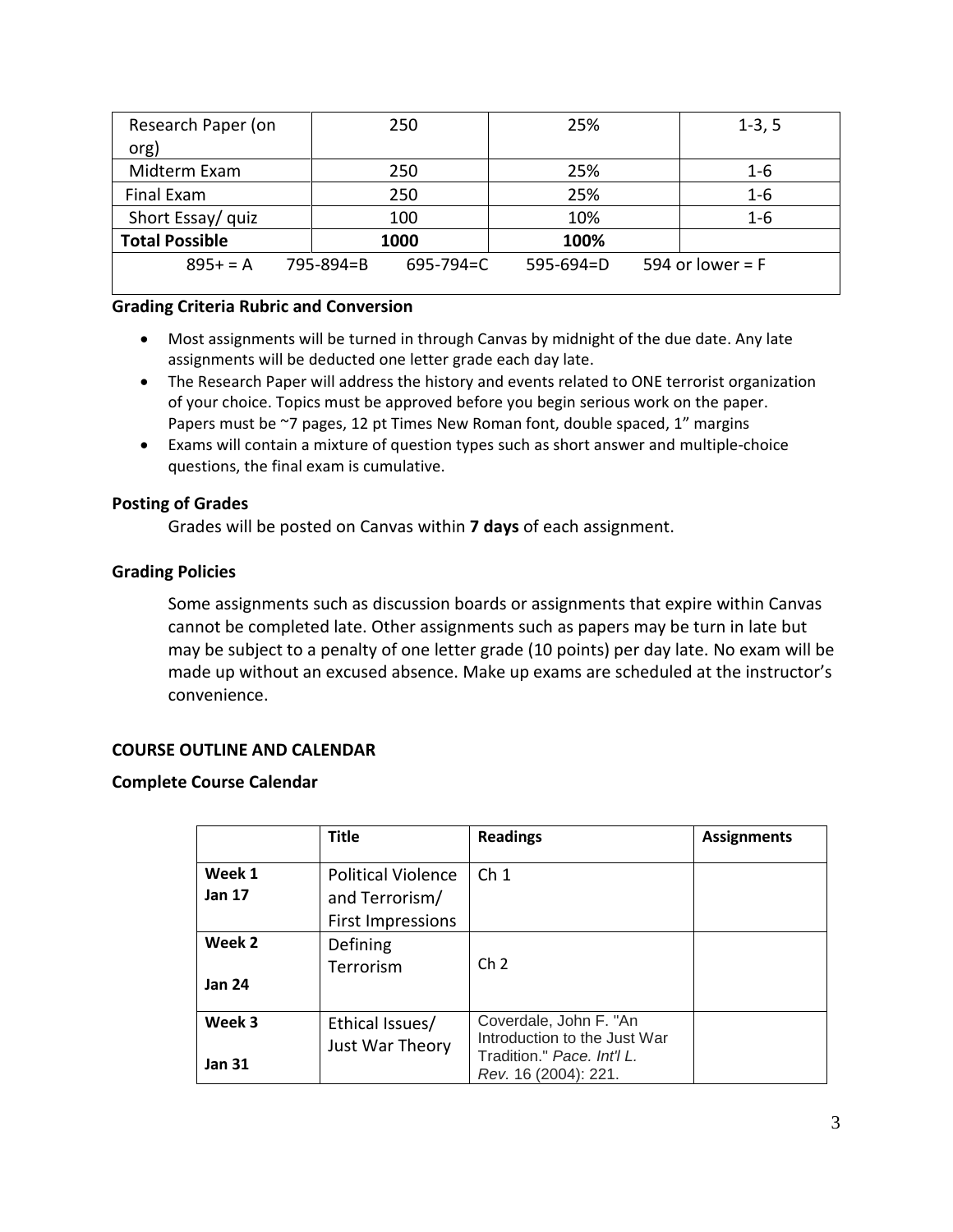| Research Paper (on org) | 250 | 25% | 1-3, 5 |
|---|---|---|---|
| Midterm Exam | 250 | 25% | 1-6 |
| Final Exam | 250 | 25% | 1-6 |
| Short Essay/ quiz | 100 | 10% | 1-6 |
| **Total Possible** | **1000** | **100%** | |
| 895+ = A 795-894=B 695-794=C 595-694=D 594 or lower = F | | | |

**Grading Criteria Rubric and Conversion**

- Most assignments will be turned in through Canvas by midnight of the due date. Any late assignments will be deducted one letter grade each day late.
- The Research Paper will address the history and events related to ONE terrorist organization of your choice. Topics must be approved before you begin serious work on the paper. Papers must be ~7 pages, 12 pt Times New Roman font, double spaced, 1" margins
- Exams will contain a mixture of question types such as short answer and multiple-choice questions, the final exam is cumulative.

**Posting of Grades**

Grades will be posted on Canvas within **7 days** of each assignment.

**Grading Policies**

Some assignments such as discussion boards or assignments that expire within Canvas cannot be completed late. Other assignments such as papers may be turn in late but may be subject to a penalty of one letter grade (10 points) per day late. No exam will be made up without an excused absence. Make up exams are scheduled at the instructor's convenience.

**COURSE OUTLINE AND CALENDAR**

**Complete Course Calendar**

| | **Title** | **Readings** | **Assignments** |
|---|---|---|---|
| **Week 1 Jan 17** | Political Violence and Terrorism/ First Impressions | Ch 1 | |
| **Week 2 Jan 24** | Defining Terrorism | Ch 2 | |
| **Week 3 Jan 31** | Ethical Issues/ Just War Theory | Coverdale, John F. "An Introduction to the Just War Tradition." *Pace. Int'l L. Rev.* 16 (2004): 221. | |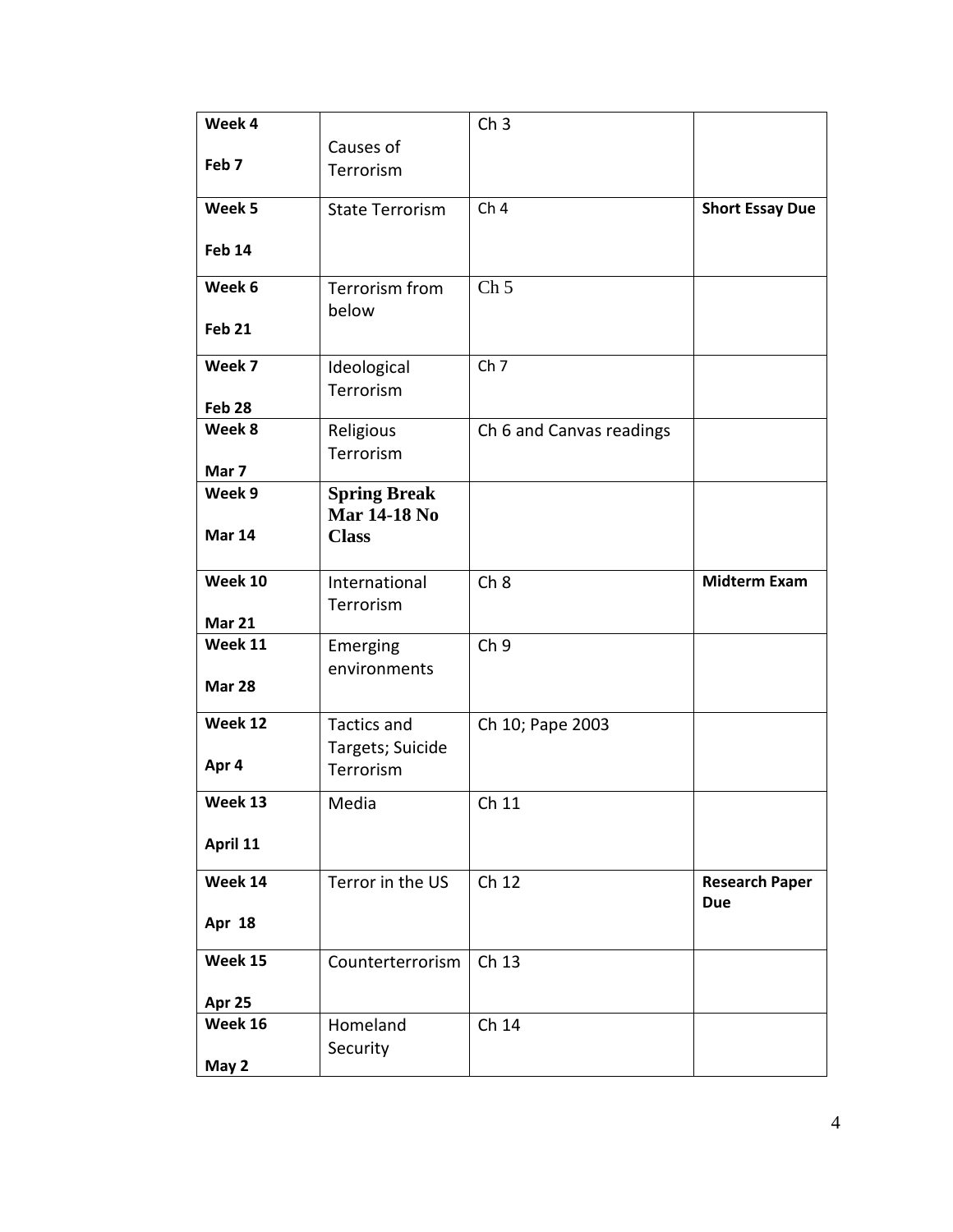| Week 4<br><br>Feb 7 | Causes of Terrorism | Ch 3 | |
|---|---|---|---|
| **Week 5**<br><br>**Feb 14** | State Terrorism | Ch 4 | **Short Essay Due** |
| **Week 6**<br><br>**Feb 21** | Terrorism from below | Ch 5 | |
| **Week 7**<br><br>**Feb 28** | Ideological Terrorism | Ch 7 | |
| **Week 8**<br><br>**Mar 7** | Religious Terrorism | Ch 6 and Canvas readings | |
| **Week 9**<br><br>**Mar 14** | **Spring Break Mar 14-18 No Class** | | |
| **Week 10**<br><br>**Mar 21** | International Terrorism | Ch 8 | **Midterm Exam** |
| **Week 11**<br><br>**Mar 28** | Emerging environments | Ch 9 | |
| **Week 12**<br><br>**Apr 4** | Tactics and Targets; Suicide Terrorism | Ch 10; Pape 2003 | |
| **Week 13**<br><br>**April 11** | Media | Ch 11 | |
| **Week 14**<br><br>**Apr 18** | Terror in the US | Ch 12 | **Research Paper Due** |
| **Week 15**<br><br>**Apr 25** | Counterterrorism | Ch 13 | |
| **Week 16**<br><br>**May 2** | Homeland Security | Ch 14 | |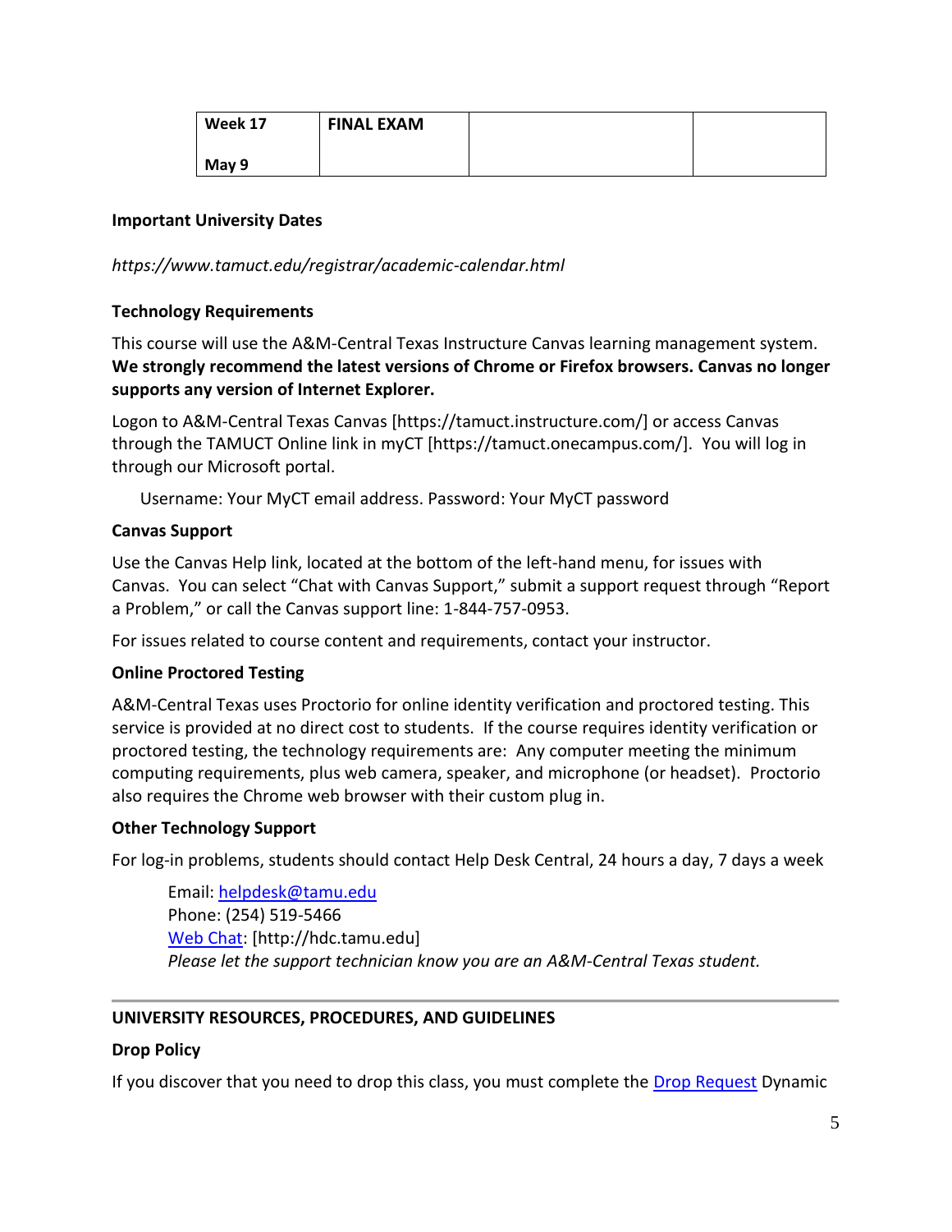| Week 17<br><br>May 9 | FINAL EXAM | | |
|---|---|---|---|

**Important University Dates**

*https://www.tamuct.edu/registrar/academic-calendar.html*

**Technology Requirements**

This course will use the A&M-Central Texas Instructure Canvas learning management system. **We strongly recommend the latest versions of Chrome or Firefox browsers. Canvas no longer supports any version of Internet Explorer.**

Logon to A&M-Central Texas Canvas [https://tamuct.instructure.com/] or access Canvas through the TAMUCT Online link in myCT [https://tamuct.onecampus.com/]. You will log in through our Microsoft portal.

Username: Your MyCT email address. Password: Your MyCT password

**Canvas Support**

Use the Canvas Help link, located at the bottom of the left-hand menu, for issues with Canvas. You can select "Chat with Canvas Support," submit a support request through "Report a Problem," or call the Canvas support line: 1-844-757-0953.

For issues related to course content and requirements, contact your instructor.

**Online Proctored Testing**

A&M-Central Texas uses Proctorio for online identity verification and proctored testing. This service is provided at no direct cost to students. If the course requires identity verification or proctored testing, the technology requirements are: Any computer meeting the minimum computing requirements, plus web camera, speaker, and microphone (or headset). Proctorio also requires the Chrome web browser with their custom plug in.

**Other Technology Support**

For log-in problems, students should contact Help Desk Central, 24 hours a day, 7 days a week

Email: helpdesk@tamu.edu
Phone: (254) 519-5466
Web Chat: [http://hdc.tamu.edu]
*Please let the support technician know you are an A&M-Central Texas student.*

---

**UNIVERSITY RESOURCES, PROCEDURES, AND GUIDELINES**

**Drop Policy**

If you discover that you need to drop this class, you must complete the Drop Request Dynamic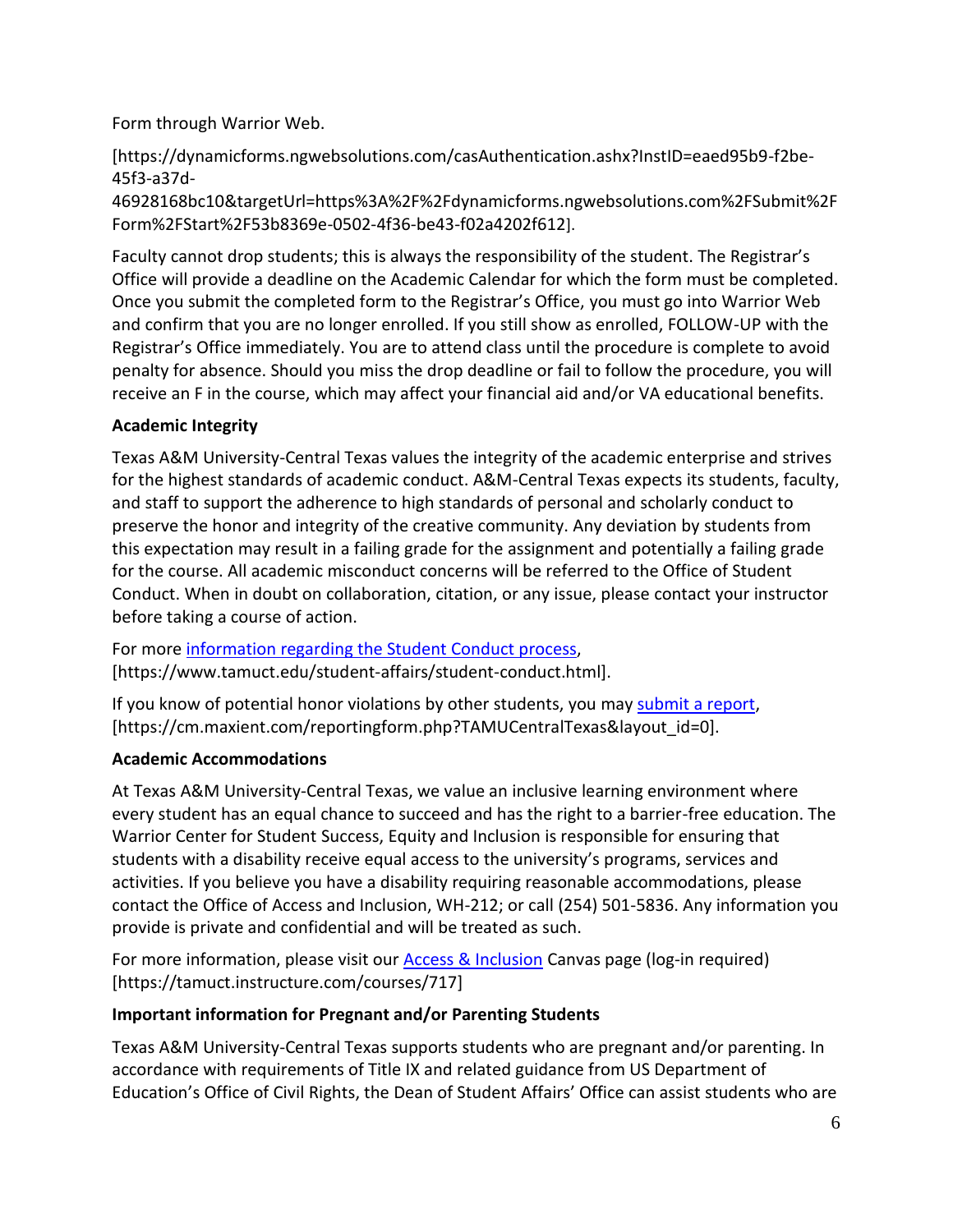Form through Warrior Web.

[https://dynamicforms.ngwebsolutions.com/casAuthentication.ashx?InstID=eaed95b9-f2be-45f3-a37d-46928168bc10&targetUrl=https%3A%2F%2Fdynamicforms.ngwebsolutions.com%2FSubmit%2FForm%2FStart%2F53b8369e-0502-4f36-be43-f02a4202f612].

Faculty cannot drop students; this is always the responsibility of the student. The Registrar's Office will provide a deadline on the Academic Calendar for which the form must be completed. Once you submit the completed form to the Registrar's Office, you must go into Warrior Web and confirm that you are no longer enrolled. If you still show as enrolled, FOLLOW-UP with the Registrar's Office immediately. You are to attend class until the procedure is complete to avoid penalty for absence. Should you miss the drop deadline or fail to follow the procedure, you will receive an F in the course, which may affect your financial aid and/or VA educational benefits.

**Academic Integrity**

Texas A&M University-Central Texas values the integrity of the academic enterprise and strives for the highest standards of academic conduct. A&M-Central Texas expects its students, faculty, and staff to support the adherence to high standards of personal and scholarly conduct to preserve the honor and integrity of the creative community. Any deviation by students from this expectation may result in a failing grade for the assignment and potentially a failing grade for the course. All academic misconduct concerns will be referred to the Office of Student Conduct. When in doubt on collaboration, citation, or any issue, please contact your instructor before taking a course of action.

For more information regarding the Student Conduct process, [https://www.tamuct.edu/student-affairs/student-conduct.html].

If you know of potential honor violations by other students, you may submit a report, [https://cm.maxient.com/reportingform.php?TAMUCentralTexas&layout_id=0].

**Academic Accommodations**

At Texas A&M University-Central Texas, we value an inclusive learning environment where every student has an equal chance to succeed and has the right to a barrier-free education. The Warrior Center for Student Success, Equity and Inclusion is responsible for ensuring that students with a disability receive equal access to the university's programs, services and activities. If you believe you have a disability requiring reasonable accommodations, please contact the Office of Access and Inclusion, WH-212; or call (254) 501-5836. Any information you provide is private and confidential and will be treated as such.

For more information, please visit our Access & Inclusion Canvas page (log-in required) [https://tamuct.instructure.com/courses/717]

**Important information for Pregnant and/or Parenting Students**

Texas A&M University-Central Texas supports students who are pregnant and/or parenting. In accordance with requirements of Title IX and related guidance from US Department of Education's Office of Civil Rights, the Dean of Student Affairs' Office can assist students who are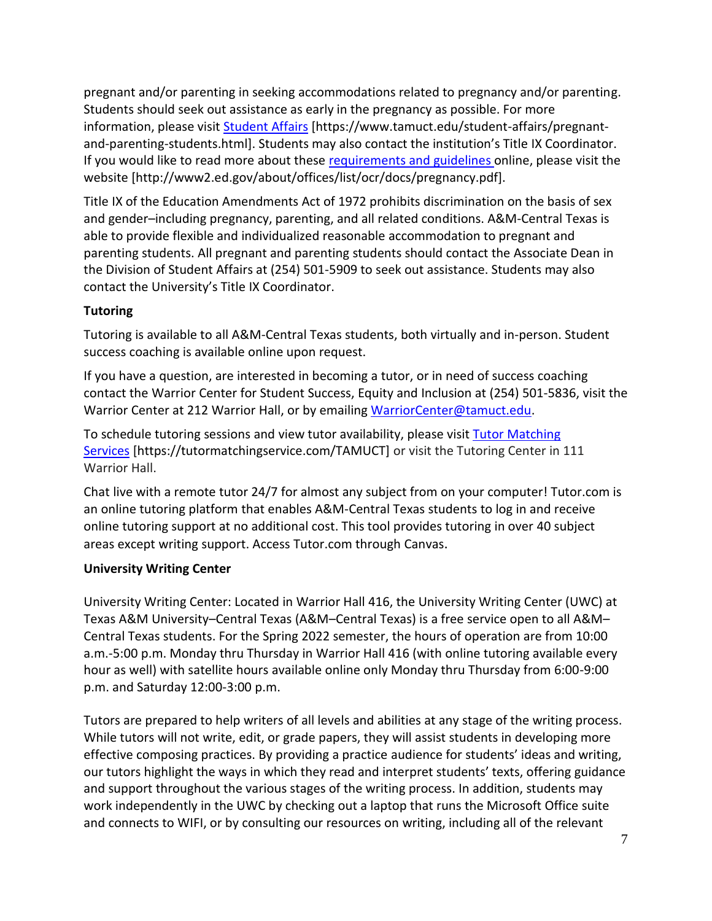pregnant and/or parenting in seeking accommodations related to pregnancy and/or parenting. Students should seek out assistance as early in the pregnancy as possible. For more information, please visit Student Affairs [https://www.tamuct.edu/student-affairs/pregnant-and-parenting-students.html]. Students may also contact the institution's Title IX Coordinator. If you would like to read more about these requirements and guidelines online, please visit the website [http://www2.ed.gov/about/offices/list/ocr/docs/pregnancy.pdf].

Title IX of the Education Amendments Act of 1972 prohibits discrimination on the basis of sex and gender–including pregnancy, parenting, and all related conditions. A&M-Central Texas is able to provide flexible and individualized reasonable accommodation to pregnant and parenting students. All pregnant and parenting students should contact the Associate Dean in the Division of Student Affairs at (254) 501-5909 to seek out assistance. Students may also contact the University's Title IX Coordinator.

**Tutoring**

Tutoring is available to all A&M-Central Texas students, both virtually and in-person. Student success coaching is available online upon request.

If you have a question, are interested in becoming a tutor, or in need of success coaching contact the Warrior Center for Student Success, Equity and Inclusion at (254) 501-5836, visit the Warrior Center at 212 Warrior Hall, or by emailing WarriorCenter@tamuct.edu.

To schedule tutoring sessions and view tutor availability, please visit Tutor Matching Services [https://tutormatchingservice.com/TAMUCT] or visit the Tutoring Center in 111 Warrior Hall.

Chat live with a remote tutor 24/7 for almost any subject from on your computer! Tutor.com is an online tutoring platform that enables A&M-Central Texas students to log in and receive online tutoring support at no additional cost. This tool provides tutoring in over 40 subject areas except writing support. Access Tutor.com through Canvas.

**University Writing Center**

University Writing Center: Located in Warrior Hall 416, the University Writing Center (UWC) at Texas A&M University–Central Texas (A&M–Central Texas) is a free service open to all A&M–Central Texas students. For the Spring 2022 semester, the hours of operation are from 10:00 a.m.-5:00 p.m. Monday thru Thursday in Warrior Hall 416 (with online tutoring available every hour as well) with satellite hours available online only Monday thru Thursday from 6:00-9:00 p.m. and Saturday 12:00-3:00 p.m.

Tutors are prepared to help writers of all levels and abilities at any stage of the writing process. While tutors will not write, edit, or grade papers, they will assist students in developing more effective composing practices. By providing a practice audience for students' ideas and writing, our tutors highlight the ways in which they read and interpret students' texts, offering guidance and support throughout the various stages of the writing process. In addition, students may work independently in the UWC by checking out a laptop that runs the Microsoft Office suite and connects to WIFI, or by consulting our resources on writing, including all of the relevant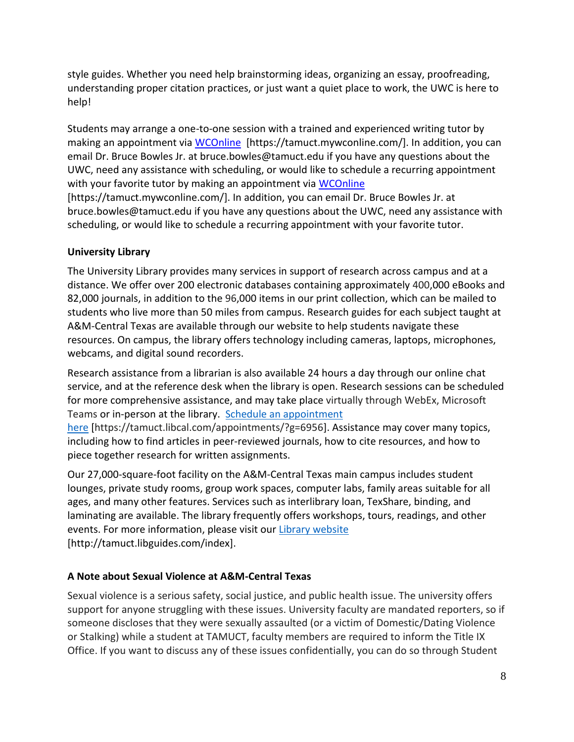style guides. Whether you need help brainstorming ideas, organizing an essay, proofreading, understanding proper citation practices, or just want a quiet place to work, the UWC is here to help!

Students may arrange a one-to-one session with a trained and experienced writing tutor by making an appointment via WCOnline [https://tamuct.mywconline.com/]. In addition, you can email Dr. Bruce Bowles Jr. at bruce.bowles@tamuct.edu if you have any questions about the UWC, need any assistance with scheduling, or would like to schedule a recurring appointment with your favorite tutor by making an appointment via WCOnline [https://tamuct.mywconline.com/]. In addition, you can email Dr. Bruce Bowles Jr. at bruce.bowles@tamuct.edu if you have any questions about the UWC, need any assistance with scheduling, or would like to schedule a recurring appointment with your favorite tutor.

**University Library**

The University Library provides many services in support of research across campus and at a distance. We offer over 200 electronic databases containing approximately 400,000 eBooks and 82,000 journals, in addition to the 96,000 items in our print collection, which can be mailed to students who live more than 50 miles from campus. Research guides for each subject taught at A&M-Central Texas are available through our website to help students navigate these resources. On campus, the library offers technology including cameras, laptops, microphones, webcams, and digital sound recorders.

Research assistance from a librarian is also available 24 hours a day through our online chat service, and at the reference desk when the library is open. Research sessions can be scheduled for more comprehensive assistance, and may take place virtually through WebEx, Microsoft Teams or in-person at the library. Schedule an appointment here [https://tamuct.libcal.com/appointments/?g=6956]. Assistance may cover many topics, including how to find articles in peer-reviewed journals, how to cite resources, and how to piece together research for written assignments.

Our 27,000-square-foot facility on the A&M-Central Texas main campus includes student lounges, private study rooms, group work spaces, computer labs, family areas suitable for all ages, and many other features. Services such as interlibrary loan, TexShare, binding, and laminating are available. The library frequently offers workshops, tours, readings, and other events. For more information, please visit our Library website [http://tamuct.libguides.com/index].

**A Note about Sexual Violence at A&M-Central Texas**

Sexual violence is a serious safety, social justice, and public health issue. The university offers support for anyone struggling with these issues. University faculty are mandated reporters, so if someone discloses that they were sexually assaulted (or a victim of Domestic/Dating Violence or Stalking) while a student at TAMUCT, faculty members are required to inform the Title IX Office. If you want to discuss any of these issues confidentially, you can do so through Student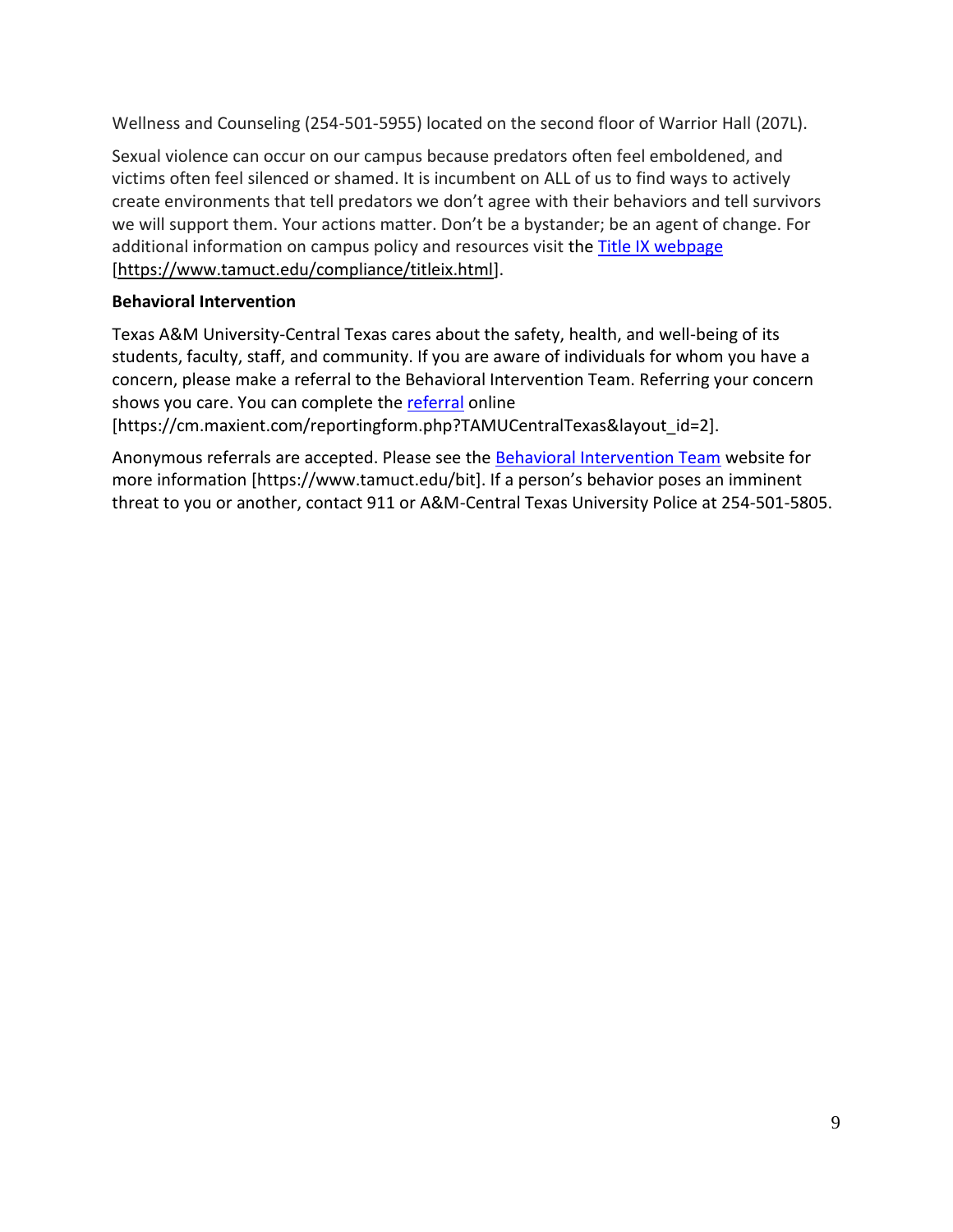Wellness and Counseling (254-501-5955) located on the second floor of Warrior Hall (207L).

Sexual violence can occur on our campus because predators often feel emboldened, and victims often feel silenced or shamed. It is incumbent on ALL of us to find ways to actively create environments that tell predators we don't agree with their behaviors and tell survivors we will support them. Your actions matter. Don't be a bystander; be an agent of change. For additional information on campus policy and resources visit the Title IX webpage [https://www.tamuct.edu/compliance/titleix.html].

**Behavioral Intervention**

Texas A&M University-Central Texas cares about the safety, health, and well-being of its students, faculty, staff, and community. If you are aware of individuals for whom you have a concern, please make a referral to the Behavioral Intervention Team. Referring your concern shows you care. You can complete the referral online [https://cm.maxient.com/reportingform.php?TAMUCentralTexas&layout_id=2].

Anonymous referrals are accepted. Please see the Behavioral Intervention Team website for more information [https://www.tamuct.edu/bit]. If a person's behavior poses an imminent threat to you or another, contact 911 or A&M-Central Texas University Police at 254-501-5805.